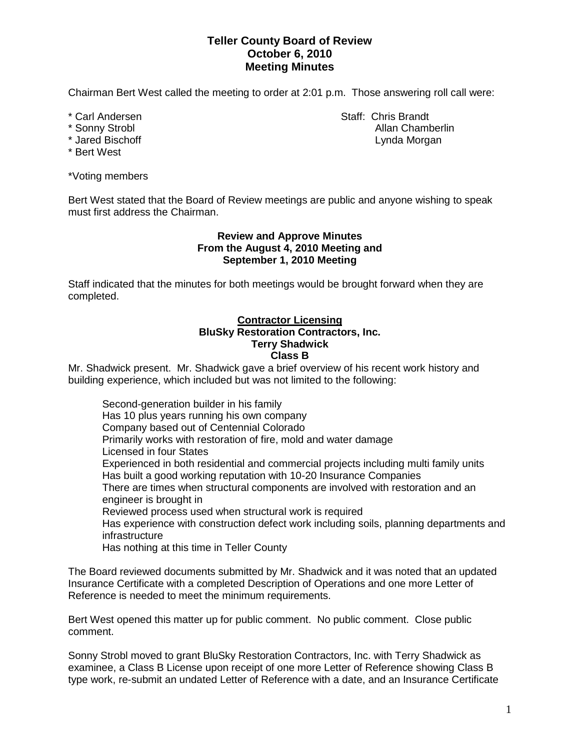# Teller County Board of Review
## October 6, 2010
## Meeting Minutes

Chairman Bert West called the meeting to order at 2:01 p.m. Those answering roll call were:

* Carl Andersen
* Sonny Strobl
* Jared Bischoff
* Bert West

Staff: Chris Brandt
Allan Chamberlin
Lynda Morgan

*Voting members

Bert West stated that the Board of Review meetings are public and anyone wishing to speak must first address the Chairman.

### Review and Approve Minutes From the August 4, 2010 Meeting and September 1, 2010 Meeting

Staff indicated that the minutes for both meetings would be brought forward when they are completed.

### Contractor Licensing
### BluSky Restoration Contractors, Inc.
### Terry Shadwick
### Class B

Mr. Shadwick present. Mr. Shadwick gave a brief overview of his recent work history and building experience, which included but was not limited to the following:

Second-generation builder in his family
Has 10 plus years running his own company
Company based out of Centennial Colorado
Primarily works with restoration of fire, mold and water damage
Licensed in four States
Experienced in both residential and commercial projects including multi family units
Has built a good working reputation with 10-20 Insurance Companies
There are times when structural components are involved with restoration and an engineer is brought in
Reviewed process used when structural work is required
Has experience with construction defect work including soils, planning departments and infrastructure
Has nothing at this time in Teller County

The Board reviewed documents submitted by Mr. Shadwick and it was noted that an updated Insurance Certificate with a completed Description of Operations and one more Letter of Reference is needed to meet the minimum requirements.

Bert West opened this matter up for public comment. No public comment. Close public comment.

Sonny Strobl moved to grant BluSky Restoration Contractors, Inc. with Terry Shadwick as examinee, a Class B License upon receipt of one more Letter of Reference showing Class B type work, re-submit an undated Letter of Reference with a date, and an Insurance Certificate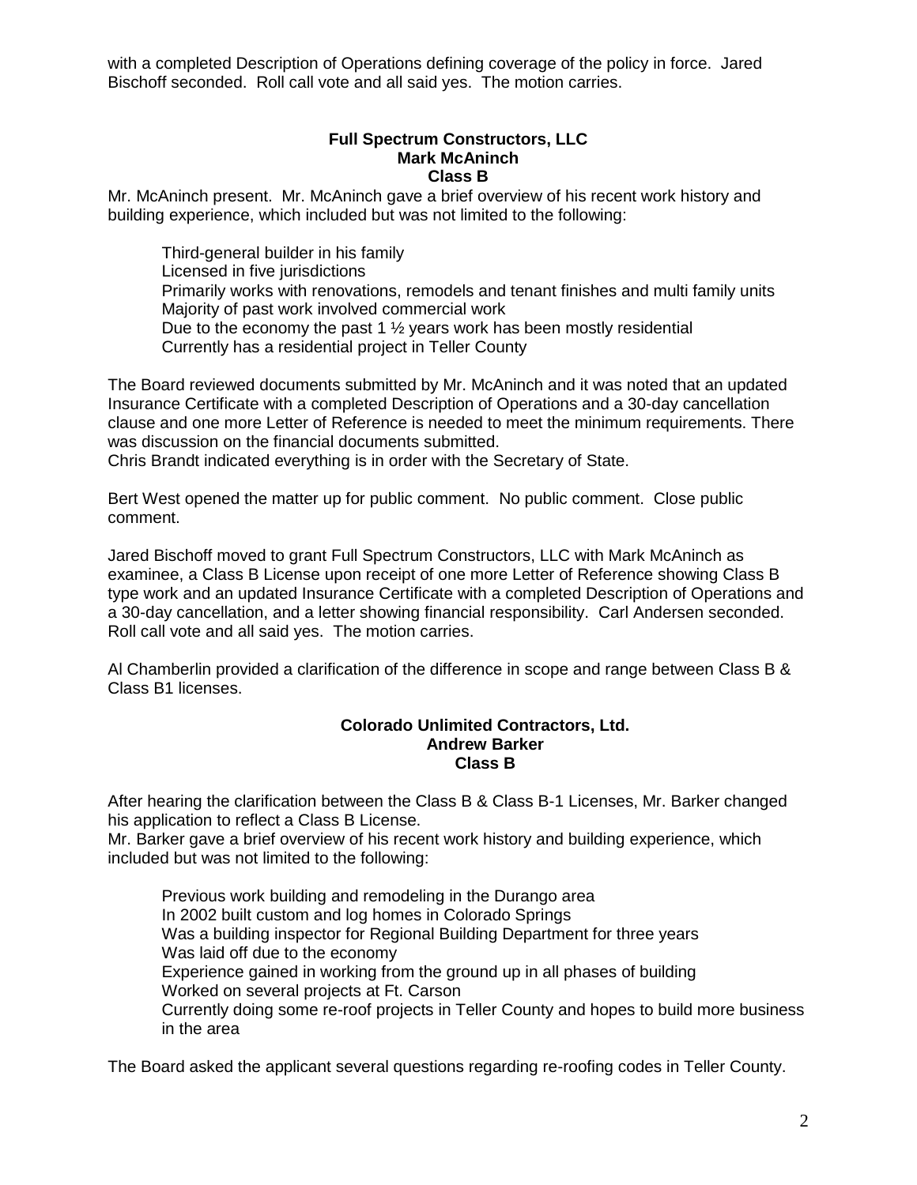with a completed Description of Operations defining coverage of the policy in force. Jared Bischoff seconded. Roll call vote and all said yes. The motion carries.

**Full Spectrum Constructors, LLC**
**Mark McAninch**
**Class B**

Mr. McAninch present. Mr. McAninch gave a brief overview of his recent work history and building experience, which included but was not limited to the following:

- Third-general builder in his family
- Licensed in five jurisdictions
- Primarily works with renovations, remodels and tenant finishes and multi family units
- Majority of past work involved commercial work
- Due to the economy the past 1 ½ years work has been mostly residential
- Currently has a residential project in Teller County

The Board reviewed documents submitted by Mr. McAninch and it was noted that an updated Insurance Certificate with a completed Description of Operations and a 30-day cancellation clause and one more Letter of Reference is needed to meet the minimum requirements. There was discussion on the financial documents submitted.
Chris Brandt indicated everything is in order with the Secretary of State.

Bert West opened the matter up for public comment. No public comment. Close public comment.

Jared Bischoff moved to grant Full Spectrum Constructors, LLC with Mark McAninch as examinee, a Class B License upon receipt of one more Letter of Reference showing Class B type work and an updated Insurance Certificate with a completed Description of Operations and a 30-day cancellation, and a letter showing financial responsibility. Carl Andersen seconded. Roll call vote and all said yes. The motion carries.

Al Chamberlin provided a clarification of the difference in scope and range between Class B & Class B1 licenses.

**Colorado Unlimited Contractors, Ltd.**
**Andrew Barker**
**Class B**

After hearing the clarification between the Class B & Class B-1 Licenses, Mr. Barker changed his application to reflect a Class B License.
Mr. Barker gave a brief overview of his recent work history and building experience, which included but was not limited to the following:

- Previous work building and remodeling in the Durango area
- In 2002 built custom and log homes in Colorado Springs
- Was a building inspector for Regional Building Department for three years
- Was laid off due to the economy
- Experience gained in working from the ground up in all phases of building
- Worked on several projects at Ft. Carson
- Currently doing some re-roof projects in Teller County and hopes to build more business in the area

The Board asked the applicant several questions regarding re-roofing codes in Teller County.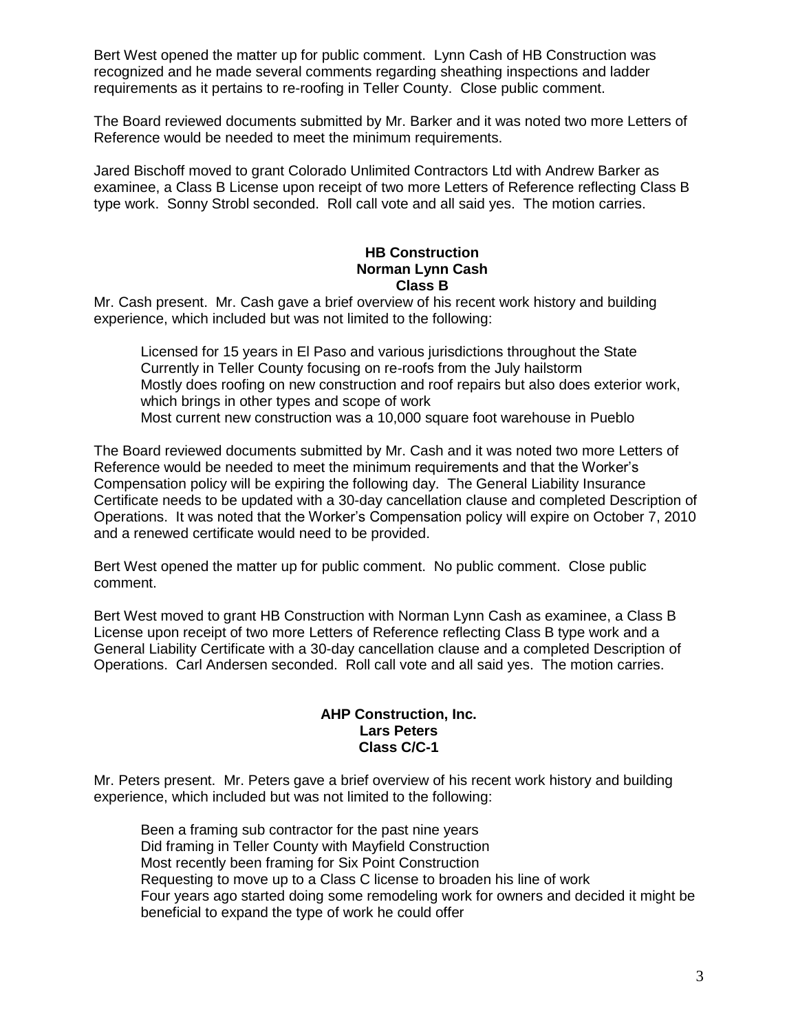Bert West opened the matter up for public comment. Lynn Cash of HB Construction was recognized and he made several comments regarding sheathing inspections and ladder requirements as it pertains to re-roofing in Teller County. Close public comment.

The Board reviewed documents submitted by Mr. Barker and it was noted two more Letters of Reference would be needed to meet the minimum requirements.

Jared Bischoff moved to grant Colorado Unlimited Contractors Ltd with Andrew Barker as examinee, a Class B License upon receipt of two more Letters of Reference reflecting Class B type work. Sonny Strobl seconded. Roll call vote and all said yes. The motion carries.

**HB Construction**
**Norman Lynn Cash**
**Class B**

Mr. Cash present. Mr. Cash gave a brief overview of his recent work history and building experience, which included but was not limited to the following:

- Licensed for 15 years in El Paso and various jurisdictions throughout the State
- Currently in Teller County focusing on re-roofs from the July hailstorm
- Mostly does roofing on new construction and roof repairs but also does exterior work, which brings in other types and scope of work
- Most current new construction was a 10,000 square foot warehouse in Pueblo

The Board reviewed documents submitted by Mr. Cash and it was noted two more Letters of Reference would be needed to meet the minimum requirements and that the Worker's Compensation policy will be expiring the following day. The General Liability Insurance Certificate needs to be updated with a 30-day cancellation clause and completed Description of Operations. It was noted that the Worker's Compensation policy will expire on October 7, 2010 and a renewed certificate would need to be provided.

Bert West opened the matter up for public comment. No public comment. Close public comment.

Bert West moved to grant HB Construction with Norman Lynn Cash as examinee, a Class B License upon receipt of two more Letters of Reference reflecting Class B type work and a General Liability Certificate with a 30-day cancellation clause and a completed Description of Operations. Carl Andersen seconded. Roll call vote and all said yes. The motion carries.

**AHP Construction, Inc.**
**Lars Peters**
**Class C/C-1**

Mr. Peters present. Mr. Peters gave a brief overview of his recent work history and building experience, which included but was not limited to the following:

- Been a framing sub contractor for the past nine years
- Did framing in Teller County with Mayfield Construction
- Most recently been framing for Six Point Construction
- Requesting to move up to a Class C license to broaden his line of work
- Four years ago started doing some remodeling work for owners and decided it might be beneficial to expand the type of work he could offer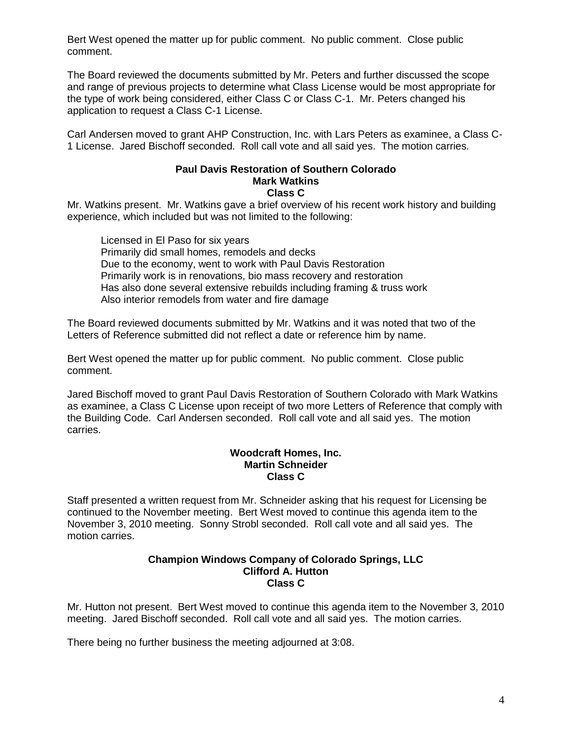Bert West opened the matter up for public comment. No public comment. Close public comment.

The Board reviewed the documents submitted by Mr. Peters and further discussed the scope and range of previous projects to determine what Class License would be most appropriate for the type of work being considered, either Class C or Class C-1. Mr. Peters changed his application to request a Class C-1 License.

Carl Andersen moved to grant AHP Construction, Inc. with Lars Peters as examinee, a Class C-1 License. Jared Bischoff seconded. Roll call vote and all said yes. The motion carries.

**Paul Davis Restoration of Southern Colorado**
**Mark Watkins**
**Class C**

Mr. Watkins present. Mr. Watkins gave a brief overview of his recent work history and building experience, which included but was not limited to the following:

Licensed in El Paso for six years
Primarily did small homes, remodels and decks
Due to the economy, went to work with Paul Davis Restoration
Primarily work is in renovations, bio mass recovery and restoration
Has also done several extensive rebuilds including framing & truss work
Also interior remodels from water and fire damage

The Board reviewed documents submitted by Mr. Watkins and it was noted that two of the Letters of Reference submitted did not reflect a date or reference him by name.

Bert West opened the matter up for public comment. No public comment. Close public comment.

Jared Bischoff moved to grant Paul Davis Restoration of Southern Colorado with Mark Watkins as examinee, a Class C License upon receipt of two more Letters of Reference that comply with the Building Code. Carl Andersen seconded. Roll call vote and all said yes. The motion carries.

**Woodcraft Homes, Inc.**
**Martin Schneider**
**Class C**

Staff presented a written request from Mr. Schneider asking that his request for Licensing be continued to the November meeting. Bert West moved to continue this agenda item to the November 3, 2010 meeting. Sonny Strobl seconded. Roll call vote and all said yes. The motion carries.

**Champion Windows Company of Colorado Springs, LLC**
**Clifford A. Hutton**
**Class C**

Mr. Hutton not present. Bert West moved to continue this agenda item to the November 3, 2010 meeting. Jared Bischoff seconded. Roll call vote and all said yes. The motion carries.

There being no further business the meeting adjourned at 3:08.